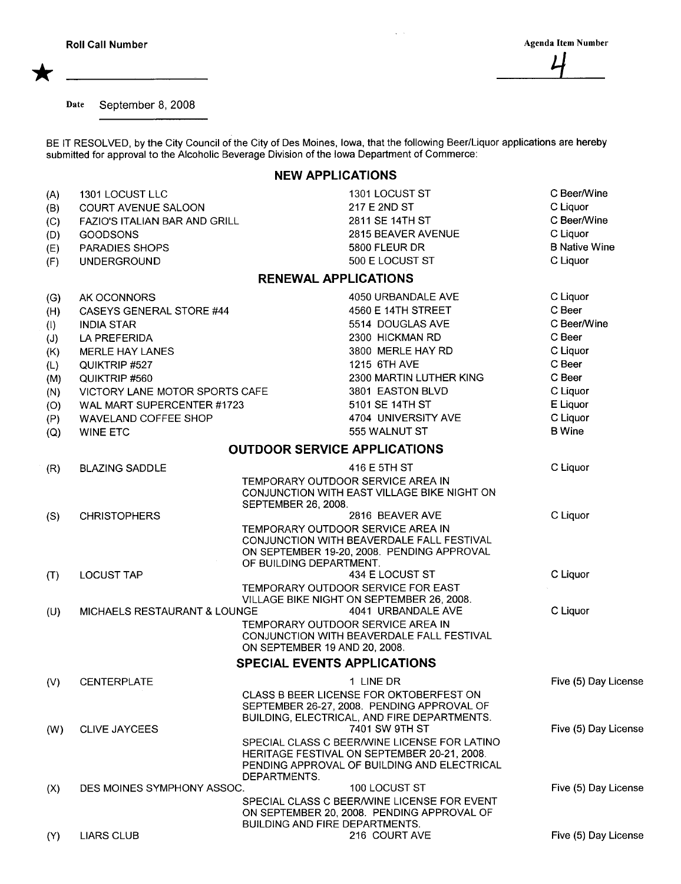Roll Call Number ★ ____________

Agenda Item Number 4

Date September 8, 2008

BE IT RESOLVED, by the City Council of the City of Des Moines, Iowa, that the following Beer/Liquor applications are hereby submitted for approval to the Alcoholic Beverage Division of the Iowa Department of Commerce:

## NEW APPLICATIONS

| | | | |
|---|---|---|---|
| (A) | 1301 LOCUST LLC | 1301 LOCUST ST | C Beer/Wine |
| (B) | COURT AVENUE SALOON | 217 E 2ND ST | C Liquor |
| (C) | FAZIO'S ITALIAN BAR AND GRILL | 2811 SE 14TH ST | C Beer/Wine |
| (D) | GOODSONS | 2815 BEAVER AVENUE | C Liquor |
| (E) | PARADIES SHOPS | 5800 FLEUR DR | B Native Wine |
| (F) | UNDERGROUND | 500 E LOCUST ST | C Liquor |

## RENEWAL APPLICATIONS

| | | | |
|---|---|---|---|
| (G) | AK OCONNORS | 4050 URBANDALE AVE | C Liquor |
| (H) | CASEYS GENERAL STORE #44 | 4560 E 14TH STREET | C Beer |
| (I) | INDIA STAR | 5514 DOUGLAS AVE | C Beer/Wine |
| (J) | LA PREFERIDA | 2300 HICKMAN RD | C Beer |
| (K) | MERLE HAY LANES | 3800 MERLE HAY RD | C Liquor |
| (L) | QUIKTRIP #527 | 1215 6TH AVE | C Beer |
| (M) | QUIKTRIP #560 | 2300 MARTIN LUTHER KING | C Beer |
| (N) | VICTORY LANE MOTOR SPORTS CAFE | 3801 EASTON BLVD | C Liquor |
| (O) | WAL MART SUPERCENTER #1723 | 5101 SE 14TH ST | E Liquor |
| (P) | WAVELAND COFFEE SHOP | 4704 UNIVERSITY AVE | C Liquor |
| (Q) | WINE ETC | 555 WALNUT ST | B Wine |

## OUTDOOR SERVICE APPLICATIONS

| | | | |
|---|---|---|---|
| (R) | BLAZING SADDLE | 416 E 5TH ST<br>TEMPORARY OUTDOOR SERVICE AREA IN CONJUNCTION WITH EAST VILLAGE BIKE NIGHT ON SEPTEMBER 26, 2008. | C Liquor |
| (S) | CHRISTOPHERS | 2816 BEAVER AVE<br>TEMPORARY OUTDOOR SERVICE AREA IN CONJUNCTION WITH BEAVERDALE FALL FESTIVAL ON SEPTEMBER 19-20, 2008. PENDING APPROVAL OF BUILDING DEPARTMENT. | C Liquor |
| (T) | LOCUST TAP | 434 E LOCUST ST<br>TEMPORARY OUTDOOR SERVICE FOR EAST VILLAGE BIKE NIGHT ON SEPTEMBER 26, 2008. | C Liquor |
| (U) | MICHAELS RESTAURANT & LOUNGE | 4041 URBANDALE AVE<br>TEMPORARY OUTDOOR SERVICE AREA IN CONJUNCTION WITH BEAVERDALE FALL FESTIVAL ON SEPTEMBER 19 AND 20, 2008. | C Liquor |

## SPECIAL EVENTS APPLICATIONS

| | | | |
|---|---|---|---|
| (V) | CENTERPLATE | 1 LINE DR<br>CLASS B BEER LICENSE FOR OKTOBERFEST ON SEPTEMBER 26-27, 2008. PENDING APPROVAL OF BUILDING, ELECTRICAL, AND FIRE DEPARTMENTS. | Five (5) Day License |
| (W) | CLIVE JAYCEES | 7401 SW 9TH ST<br>SPECIAL CLASS C BEER/WINE LICENSE FOR LATINO HERITAGE FESTIVAL ON SEPTEMBER 20-21, 2008. PENDING APPROVAL OF BUILDING AND ELECTRICAL DEPARTMENTS. | Five (5) Day License |
| (X) | DES MOINES SYMPHONY ASSOC. | 100 LOCUST ST<br>SPECIAL CLASS C BEER/WINE LICENSE FOR EVENT ON SEPTEMBER 20, 2008. PENDING APPROVAL OF BUILDING AND FIRE DEPARTMENTS. | Five (5) Day License |
| (Y) | LIARS CLUB | 216 COURT AVE | Five (5) Day License |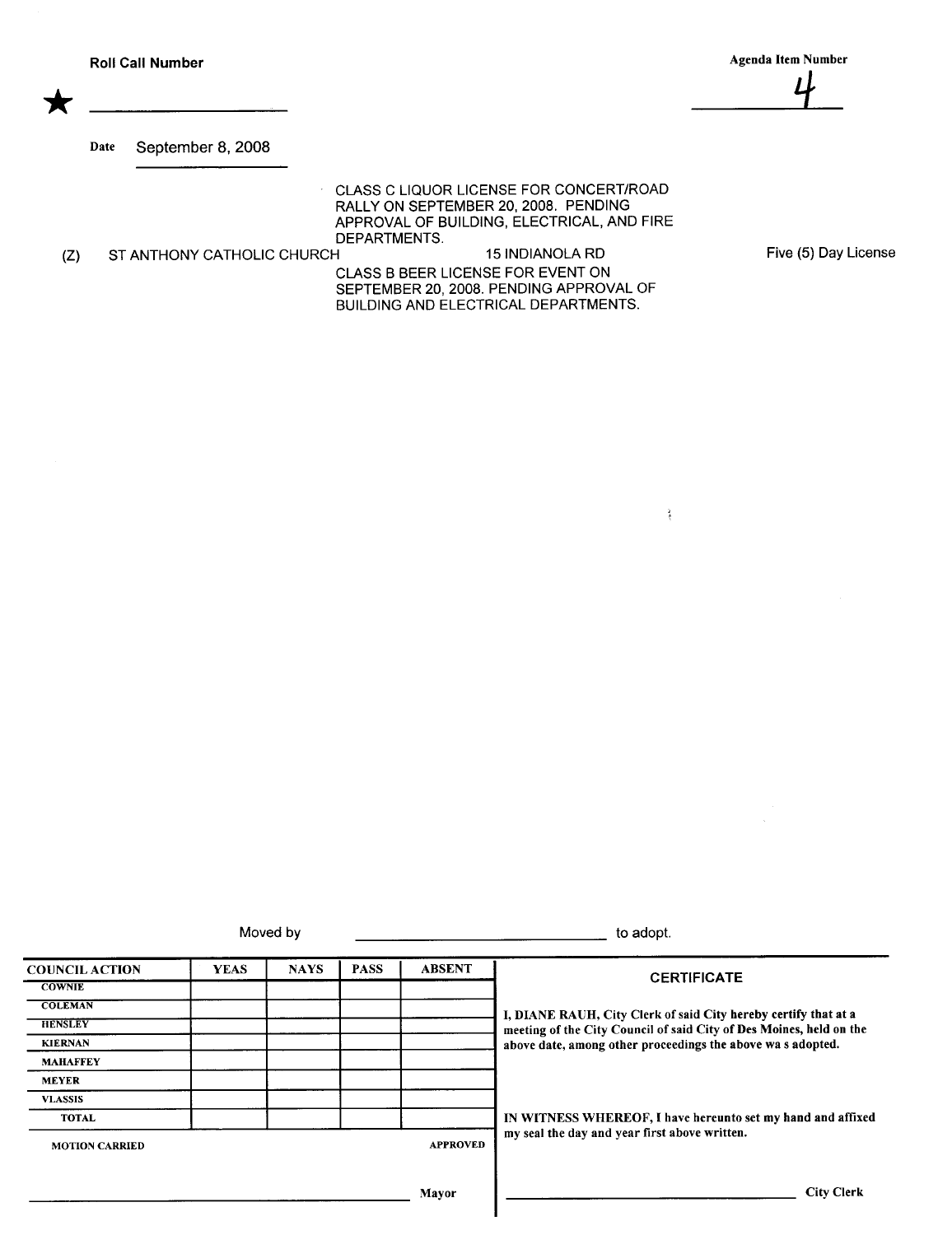Roll Call Number

★ ____________________

Agenda Item Number

4

Date September 8, 2008

CLASS C LIQUOR LICENSE FOR CONCERT/ROAD RALLY ON SEPTEMBER 20, 2008. PENDING APPROVAL OF BUILDING, ELECTRICAL, AND FIRE DEPARTMENTS.

(Z) ST ANTHONY CATHOLIC CHURCH 15 INDIANOLA RD Five (5) Day License

CLASS B BEER LICENSE FOR EVENT ON SEPTEMBER 20, 2008. PENDING APPROVAL OF BUILDING AND ELECTRICAL DEPARTMENTS.

Moved by ______________________________ to adopt.

| COUNCIL ACTION | YEAS | NAYS | PASS | ABSENT |
|---|---|---|---|---|
| COWNIE | | | | |
| COLEMAN | | | | |
| HENSLEY | | | | |
| KIERNAN | | | | |
| MAHAFFEY | | | | |
| MEYER | | | | |
| VLASSIS | | | | |
| TOTAL | | | | |

MOTION CARRIED APPROVED

______________________________ Mayor

**CERTIFICATE**

I, DIANE RAUH, City Clerk of said City hereby certify that at a meeting of the City Council of said City of Des Moines, held on the above date, among other proceedings the above wa s adopted.

IN WITNESS WHEREOF, I have hereunto set my hand and affixed my seal the day and year first above written.

______________________________ City Clerk